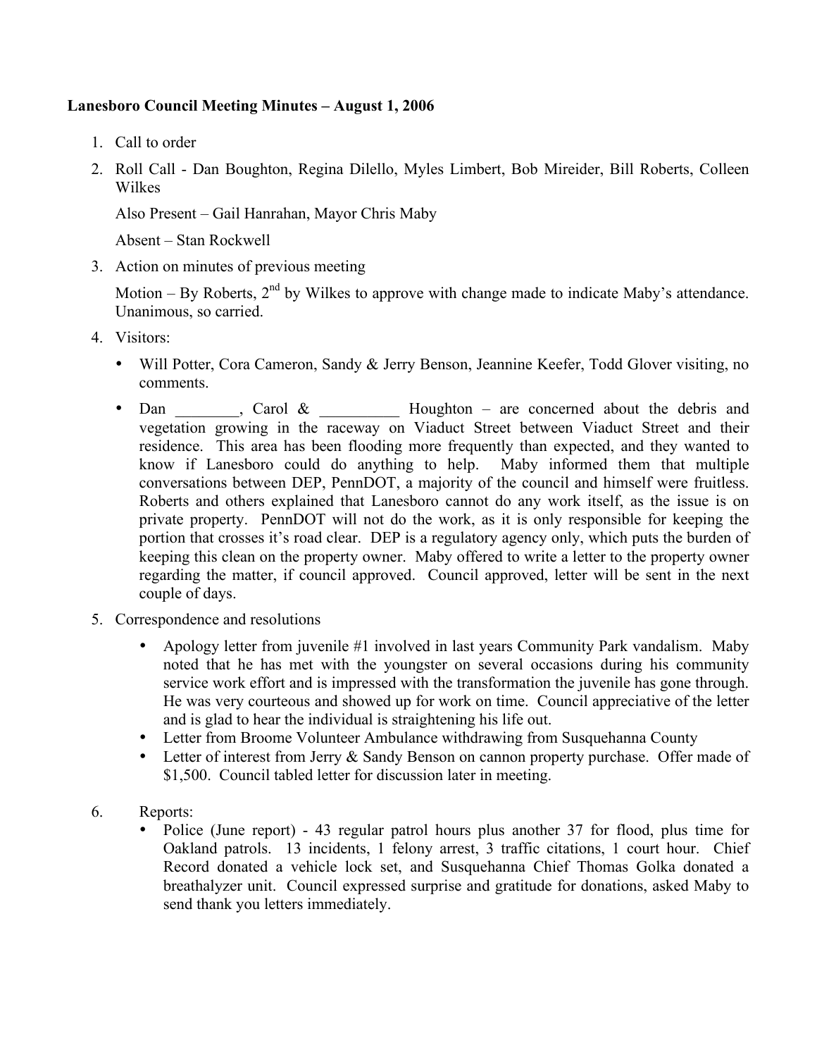**Lanesboro Council Meeting Minutes – August 1, 2006**

1. Call to order
2. Roll Call - Dan Boughton, Regina Dilello, Myles Limbert, Bob Mireider, Bill Roberts, Colleen Wilkes

   Also Present – Gail Hanrahan, Mayor Chris Maby

   Absent – Stan Rockwell
3. Action on minutes of previous meeting

   Motion – By Roberts, 2nd by Wilkes to approve with change made to indicate Maby's attendance. Unanimous, so carried.
4. Visitors:
   - Will Potter, Cora Cameron, Sandy & Jerry Benson, Jeannine Keefer, Todd Glover visiting, no comments.
   - Dan ________, Carol & __________ Houghton – are concerned about the debris and vegetation growing in the raceway on Viaduct Street between Viaduct Street and their residence. This area has been flooding more frequently than expected, and they wanted to know if Lanesboro could do anything to help. Maby informed them that multiple conversations between DEP, PennDOT, a majority of the council and himself were fruitless. Roberts and others explained that Lanesboro cannot do any work itself, as the issue is on private property. PennDOT will not do the work, as it is only responsible for keeping the portion that crosses it's road clear. DEP is a regulatory agency only, which puts the burden of keeping this clean on the property owner. Maby offered to write a letter to the property owner regarding the matter, if council approved. Council approved, letter will be sent in the next couple of days.
5. Correspondence and resolutions
   - Apology letter from juvenile #1 involved in last years Community Park vandalism. Maby noted that he has met with the youngster on several occasions during his community service work effort and is impressed with the transformation the juvenile has gone through. He was very courteous and showed up for work on time. Council appreciative of the letter and is glad to hear the individual is straightening his life out.
   - Letter from Broome Volunteer Ambulance withdrawing from Susquehanna County
   - Letter of interest from Jerry & Sandy Benson on cannon property purchase. Offer made of $1,500. Council tabled letter for discussion later in meeting.
6. Reports:
   - Police (June report) - 43 regular patrol hours plus another 37 for flood, plus time for Oakland patrols. 13 incidents, 1 felony arrest, 3 traffic citations, 1 court hour. Chief Record donated a vehicle lock set, and Susquehanna Chief Thomas Golka donated a breathalyzer unit. Council expressed surprise and gratitude for donations, asked Maby to send thank you letters immediately.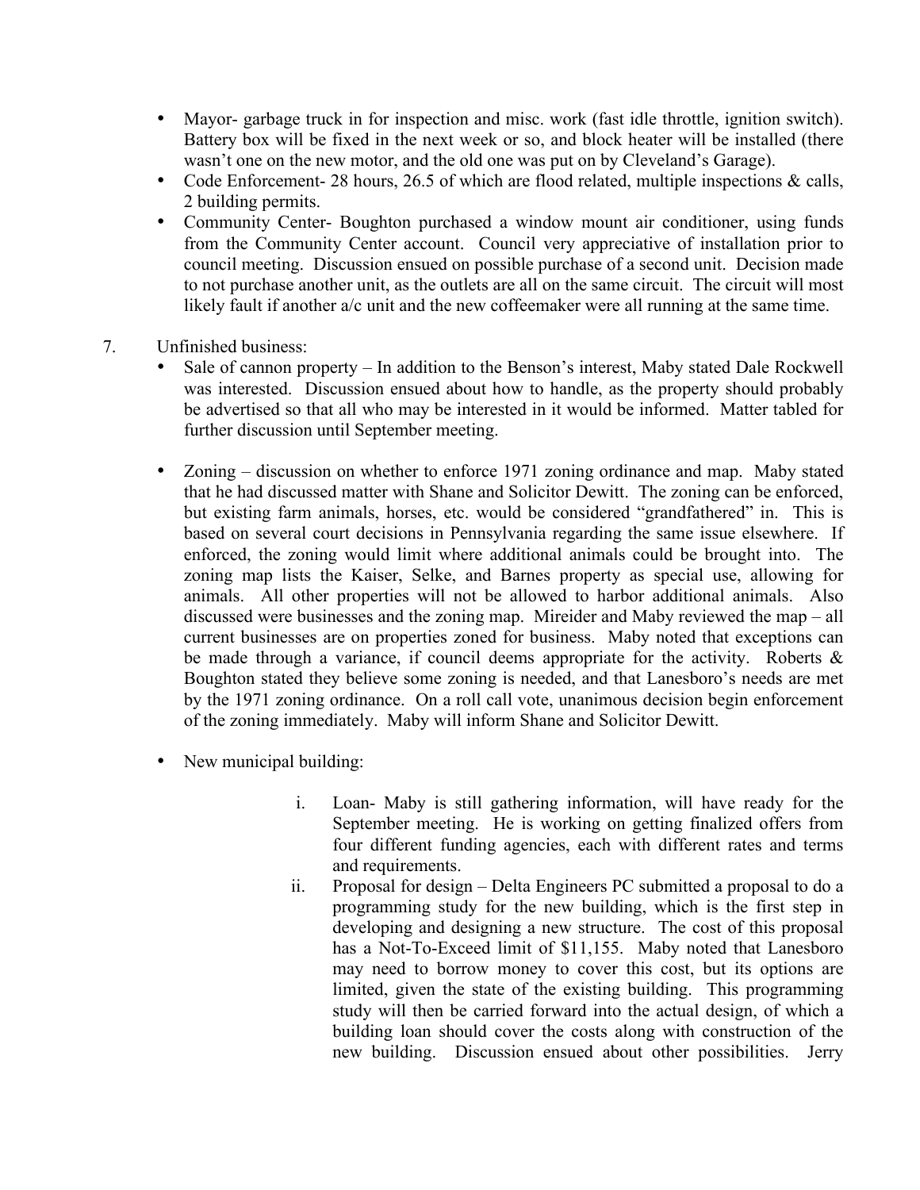- Mayor- garbage truck in for inspection and misc. work (fast idle throttle, ignition switch). Battery box will be fixed in the next week or so, and block heater will be installed (there wasn't one on the new motor, and the old one was put on by Cleveland's Garage).
- Code Enforcement- 28 hours, 26.5 of which are flood related, multiple inspections & calls, 2 building permits.
- Community Center- Boughton purchased a window mount air conditioner, using funds from the Community Center account. Council very appreciative of installation prior to council meeting. Discussion ensued on possible purchase of a second unit. Decision made to not purchase another unit, as the outlets are all on the same circuit. The circuit will most likely fault if another a/c unit and the new coffeemaker were all running at the same time.

7. Unfinished business:
   - Sale of cannon property – In addition to the Benson's interest, Maby stated Dale Rockwell was interested. Discussion ensued about how to handle, as the property should probably be advertised so that all who may be interested in it would be informed. Matter tabled for further discussion until September meeting.

   - Zoning – discussion on whether to enforce 1971 zoning ordinance and map. Maby stated that he had discussed matter with Shane and Solicitor Dewitt. The zoning can be enforced, but existing farm animals, horses, etc. would be considered "grandfathered" in. This is based on several court decisions in Pennsylvania regarding the same issue elsewhere. If enforced, the zoning would limit where additional animals could be brought into. The zoning map lists the Kaiser, Selke, and Barnes property as special use, allowing for animals. All other properties will not be allowed to harbor additional animals. Also discussed were businesses and the zoning map. Mireider and Maby reviewed the map – all current businesses are on properties zoned for business. Maby noted that exceptions can be made through a variance, if council deems appropriate for the activity. Roberts & Boughton stated they believe some zoning is needed, and that Lanesboro's needs are met by the 1971 zoning ordinance. On a roll call vote, unanimous decision begin enforcement of the zoning immediately. Maby will inform Shane and Solicitor Dewitt.

   - New municipal building:

     i. Loan- Maby is still gathering information, will have ready for the September meeting. He is working on getting finalized offers from four different funding agencies, each with different rates and terms and requirements.

     ii. Proposal for design – Delta Engineers PC submitted a proposal to do a programming study for the new building, which is the first step in developing and designing a new structure. The cost of this proposal has a Not-To-Exceed limit of $11,155. Maby noted that Lanesboro may need to borrow money to cover this cost, but its options are limited, given the state of the existing building. This programming study will then be carried forward into the actual design, of which a building loan should cover the costs along with construction of the new building. Discussion ensued about other possibilities. Jerry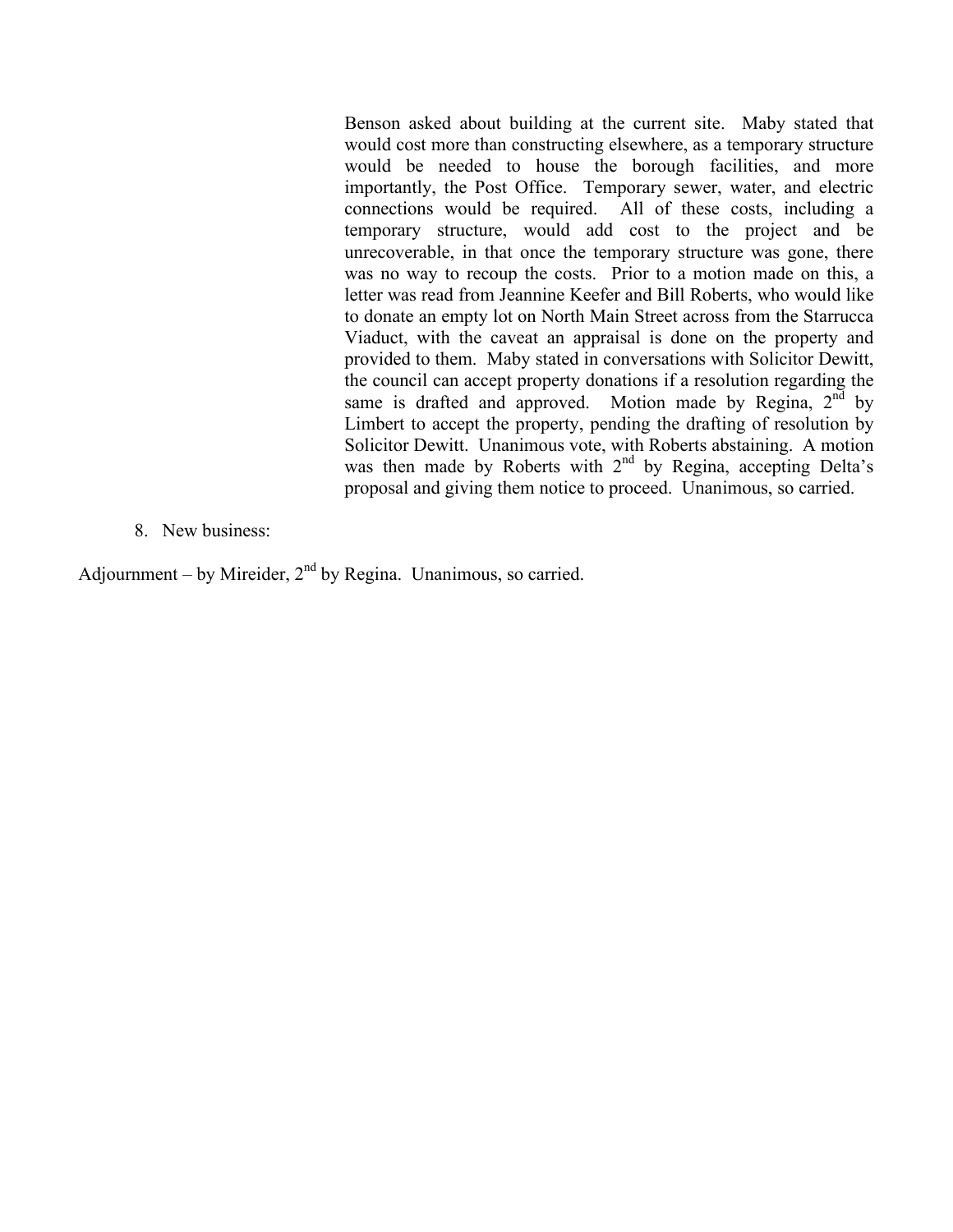Benson asked about building at the current site. Maby stated that would cost more than constructing elsewhere, as a temporary structure would be needed to house the borough facilities, and more importantly, the Post Office. Temporary sewer, water, and electric connections would be required. All of these costs, including a temporary structure, would add cost to the project and be unrecoverable, in that once the temporary structure was gone, there was no way to recoup the costs. Prior to a motion made on this, a letter was read from Jeannine Keefer and Bill Roberts, who would like to donate an empty lot on North Main Street across from the Starrucca Viaduct, with the caveat an appraisal is done on the property and provided to them. Maby stated in conversations with Solicitor Dewitt, the council can accept property donations if a resolution regarding the same is drafted and approved. Motion made by Regina, 2nd by Limbert to accept the property, pending the drafting of resolution by Solicitor Dewitt. Unanimous vote, with Roberts abstaining. A motion was then made by Roberts with 2nd by Regina, accepting Delta's proposal and giving them notice to proceed. Unanimous, so carried.

8. New business:

Adjournment – by Mireider, 2nd by Regina. Unanimous, so carried.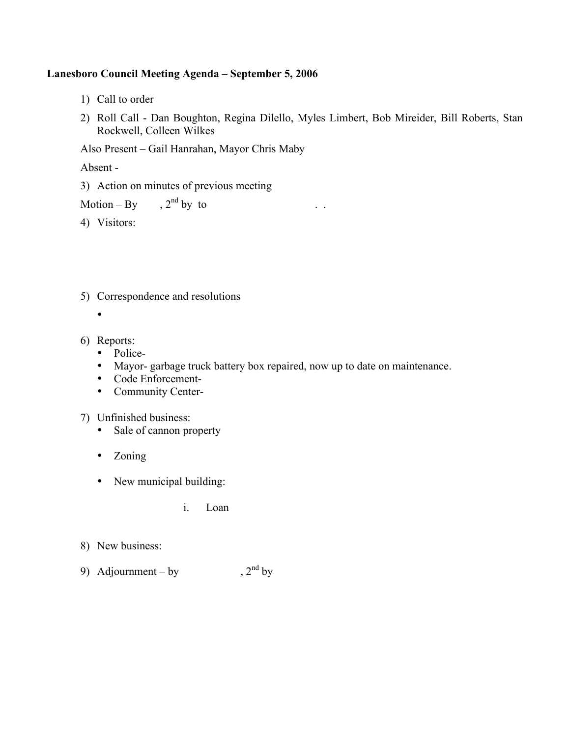**Lanesboro Council Meeting Agenda – September 5, 2006**

1) Call to order
2) Roll Call - Dan Boughton, Regina Dilello, Myles Limbert, Bob Mireider, Bill Roberts, Stan Rockwell, Colleen Wilkes

Also Present – Gail Hanrahan, Mayor Chris Maby

Absent -

3) Action on minutes of previous meeting

Motion – By , 2nd by to . .

4) Visitors:

5) Correspondence and resolutions
   -

6) Reports:
   - Police-
   - Mayor- garbage truck battery box repaired, now up to date on maintenance.
   - Code Enforcement-
   - Community Center-

7) Unfinished business:
   - Sale of cannon property
   - Zoning
   - New municipal building:
     i. Loan

8) New business:

9) Adjournment – by , 2nd by